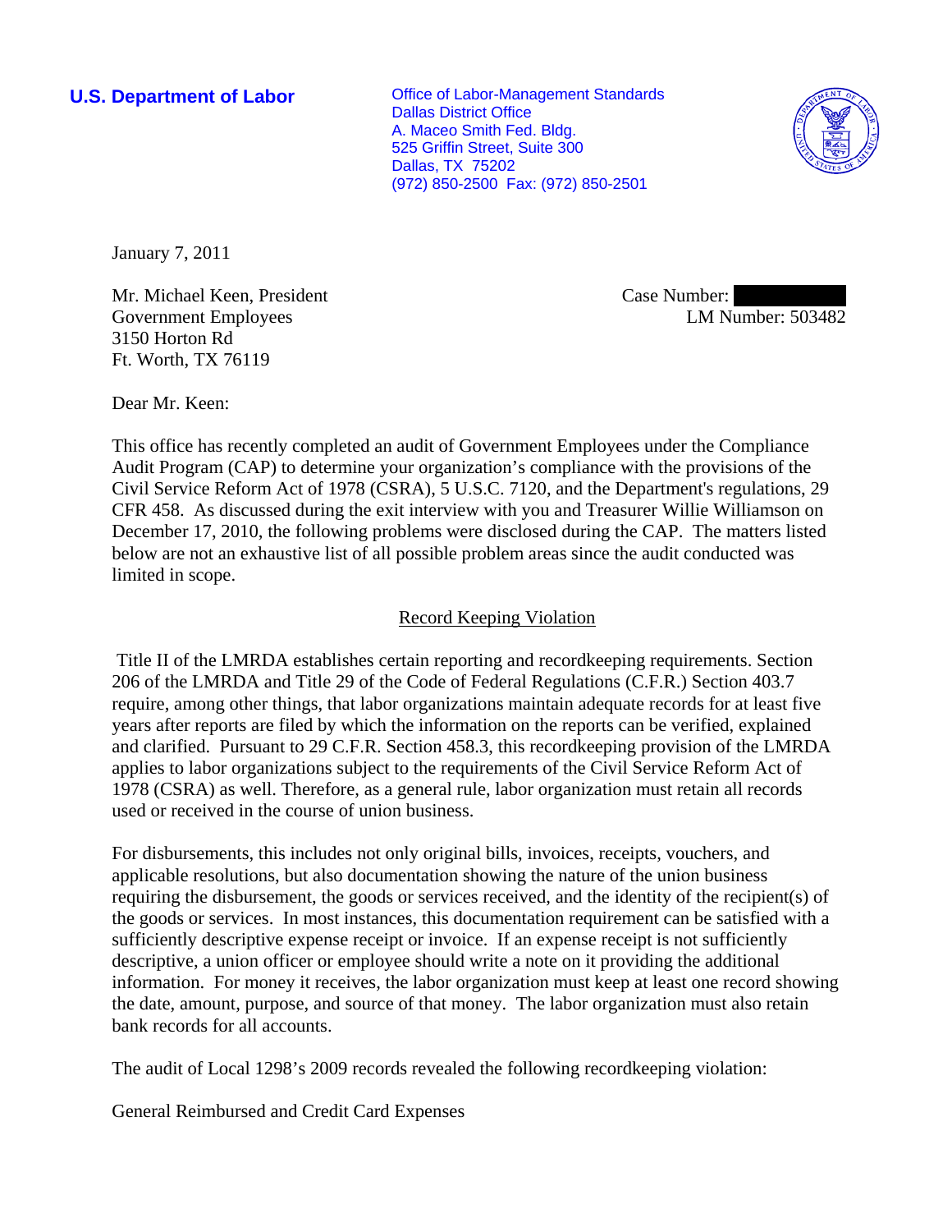**U.S. Department of Labor**

Office of Labor-Management Standards
Dallas District Office
A. Maceo Smith Fed. Bldg.
525 Griffin Street, Suite 300
Dallas, TX 75202
(972) 850-2500 Fax: (972) 850-2501

January 7, 2011

Mr. Michael Keen, President
Government Employees
3150 Horton Rd
Ft. Worth, TX 76119

Case Number:
LM Number: 503482

Dear Mr. Keen:

This office has recently completed an audit of Government Employees under the Compliance Audit Program (CAP) to determine your organization's compliance with the provisions of the Civil Service Reform Act of 1978 (CSRA), 5 U.S.C. 7120, and the Department's regulations, 29 CFR 458. As discussed during the exit interview with you and Treasurer Willie Williamson on December 17, 2010, the following problems were disclosed during the CAP. The matters listed below are not an exhaustive list of all possible problem areas since the audit conducted was limited in scope.

## Record Keeping Violation

Title II of the LMRDA establishes certain reporting and recordkeeping requirements. Section 206 of the LMRDA and Title 29 of the Code of Federal Regulations (C.F.R.) Section 403.7 require, among other things, that labor organizations maintain adequate records for at least five years after reports are filed by which the information on the reports can be verified, explained and clarified. Pursuant to 29 C.F.R. Section 458.3, this recordkeeping provision of the LMRDA applies to labor organizations subject to the requirements of the Civil Service Reform Act of 1978 (CSRA) as well. Therefore, as a general rule, labor organization must retain all records used or received in the course of union business.

For disbursements, this includes not only original bills, invoices, receipts, vouchers, and applicable resolutions, but also documentation showing the nature of the union business requiring the disbursement, the goods or services received, and the identity of the recipient(s) of the goods or services. In most instances, this documentation requirement can be satisfied with a sufficiently descriptive expense receipt or invoice. If an expense receipt is not sufficiently descriptive, a union officer or employee should write a note on it providing the additional information. For money it receives, the labor organization must keep at least one record showing the date, amount, purpose, and source of that money. The labor organization must also retain bank records for all accounts.

The audit of Local 1298's 2009 records revealed the following recordkeeping violation:

General Reimbursed and Credit Card Expenses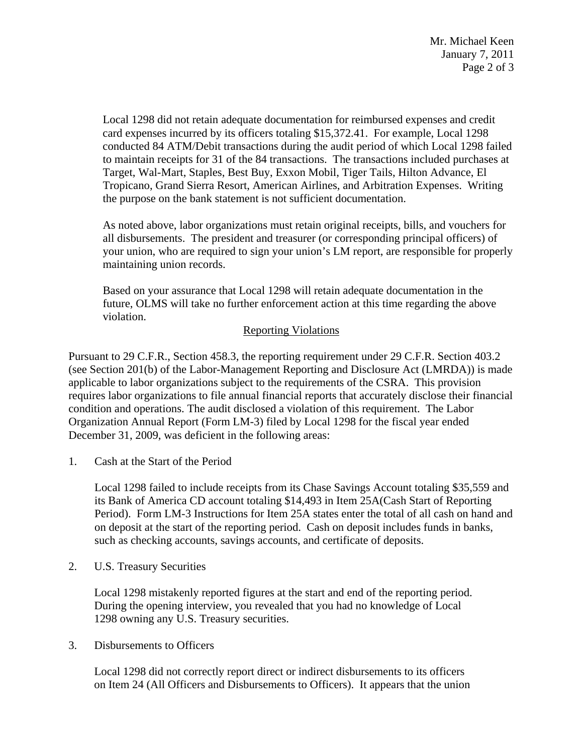Local 1298 did not retain adequate documentation for reimbursed expenses and credit card expenses incurred by its officers totaling $15,372.41. For example, Local 1298 conducted 84 ATM/Debit transactions during the audit period of which Local 1298 failed to maintain receipts for 31 of the 84 transactions. The transactions included purchases at Target, Wal-Mart, Staples, Best Buy, Exxon Mobil, Tiger Tails, Hilton Advance, El Tropicano, Grand Sierra Resort, American Airlines, and Arbitration Expenses. Writing the purpose on the bank statement is not sufficient documentation.

As noted above, labor organizations must retain original receipts, bills, and vouchers for all disbursements. The president and treasurer (or corresponding principal officers) of your union, who are required to sign your union's LM report, are responsible for properly maintaining union records.

Based on your assurance that Local 1298 will retain adequate documentation in the future, OLMS will take no further enforcement action at this time regarding the above violation.

## Reporting Violations

Pursuant to 29 C.F.R., Section 458.3, the reporting requirement under 29 C.F.R. Section 403.2 (see Section 201(b) of the Labor-Management Reporting and Disclosure Act (LMRDA)) is made applicable to labor organizations subject to the requirements of the CSRA. This provision requires labor organizations to file annual financial reports that accurately disclose their financial condition and operations. The audit disclosed a violation of this requirement. The Labor Organization Annual Report (Form LM-3) filed by Local 1298 for the fiscal year ended December 31, 2009, was deficient in the following areas:

1. Cash at the Start of the Period

   Local 1298 failed to include receipts from its Chase Savings Account totaling $35,559 and its Bank of America CD account totaling $14,493 in Item 25A(Cash Start of Reporting Period). Form LM-3 Instructions for Item 25A states enter the total of all cash on hand and on deposit at the start of the reporting period. Cash on deposit includes funds in banks, such as checking accounts, savings accounts, and certificate of deposits.

2. U.S. Treasury Securities

   Local 1298 mistakenly reported figures at the start and end of the reporting period. During the opening interview, you revealed that you had no knowledge of Local 1298 owning any U.S. Treasury securities.

3. Disbursements to Officers

   Local 1298 did not correctly report direct or indirect disbursements to its officers on Item 24 (All Officers and Disbursements to Officers). It appears that the union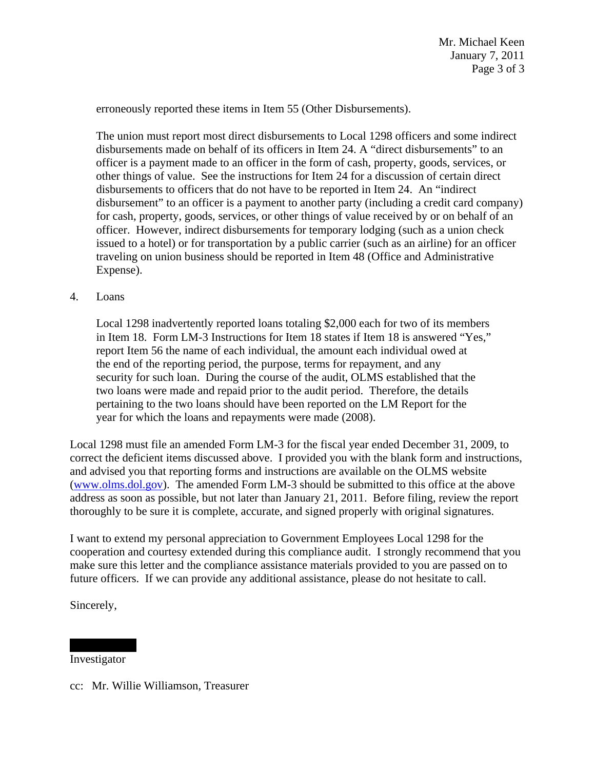erroneously reported these items in Item 55 (Other Disbursements).

The union must report most direct disbursements to Local 1298 officers and some indirect disbursements made on behalf of its officers in Item 24. A "direct disbursements" to an officer is a payment made to an officer in the form of cash, property, goods, services, or other things of value. See the instructions for Item 24 for a discussion of certain direct disbursements to officers that do not have to be reported in Item 24. An "indirect disbursement" to an officer is a payment to another party (including a credit card company) for cash, property, goods, services, or other things of value received by or on behalf of an officer. However, indirect disbursements for temporary lodging (such as a union check issued to a hotel) or for transportation by a public carrier (such as an airline) for an officer traveling on union business should be reported in Item 48 (Office and Administrative Expense).

4. Loans

   Local 1298 inadvertently reported loans totaling $2,000 each for two of its members in Item 18. Form LM-3 Instructions for Item 18 states if Item 18 is answered "Yes," report Item 56 the name of each individual, the amount each individual owed at the end of the reporting period, the purpose, terms for repayment, and any security for such loan. During the course of the audit, OLMS established that the two loans were made and repaid prior to the audit period. Therefore, the details pertaining to the two loans should have been reported on the LM Report for the year for which the loans and repayments were made (2008).

Local 1298 must file an amended Form LM-3 for the fiscal year ended December 31, 2009, to correct the deficient items discussed above. I provided you with the blank form and instructions, and advised you that reporting forms and instructions are available on the OLMS website (www.olms.dol.gov). The amended Form LM-3 should be submitted to this office at the above address as soon as possible, but not later than January 21, 2011. Before filing, review the report thoroughly to be sure it is complete, accurate, and signed properly with original signatures.

I want to extend my personal appreciation to Government Employees Local 1298 for the cooperation and courtesy extended during this compliance audit. I strongly recommend that you make sure this letter and the compliance assistance materials provided to you are passed on to future officers. If we can provide any additional assistance, please do not hesitate to call.

Sincerely,

Investigator

cc: Mr. Willie Williamson, Treasurer